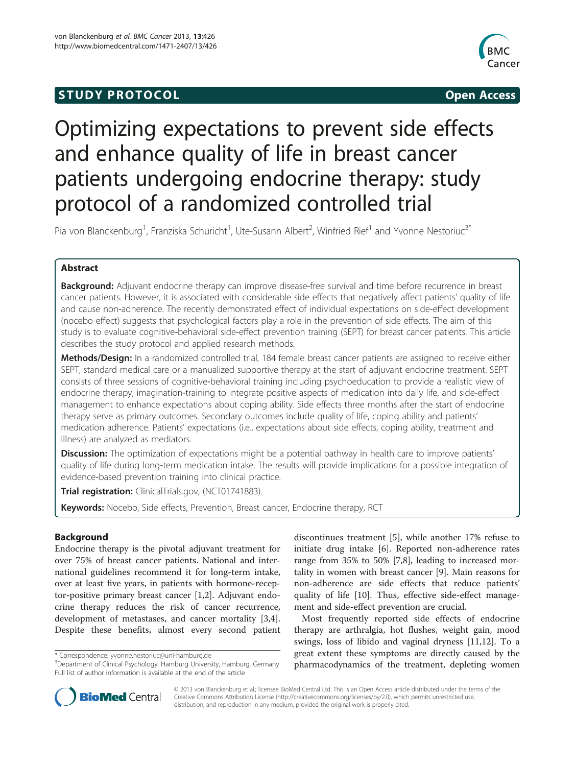STUDY PROTOCOL Open Access

# Optimizing expectations to prevent side effects and enhance quality of life in breast cancer patients undergoing endocrine therapy: study protocol of a randomized controlled trial

Pia von Blanckenburg[1], Franziska Schuricht[1], Ute-Susann Albert[2], Winfried Rief[1] and Yvonne Nestoriuc[3*]

## Abstract

**Background:** Adjuvant endocrine therapy can improve disease-free survival and time before recurrence in breast cancer patients. However, it is associated with considerable side effects that negatively affect patients' quality of life and cause non-adherence. The recently demonstrated effect of individual expectations on side-effect development (nocebo effect) suggests that psychological factors play a role in the prevention of side effects. The aim of this study is to evaluate cognitive-behavioral side-effect prevention training (SEPT) for breast cancer patients. This article describes the study protocol and applied research methods.

**Methods/Design:** In a randomized controlled trial, 184 female breast cancer patients are assigned to receive either SEPT, standard medical care or a manualized supportive therapy at the start of adjuvant endocrine treatment. SEPT consists of three sessions of cognitive-behavioral training including psychoeducation to provide a realistic view of endocrine therapy, imagination-training to integrate positive aspects of medication into daily life, and side-effect management to enhance expectations about coping ability. Side effects three months after the start of endocrine therapy serve as primary outcomes. Secondary outcomes include quality of life, coping ability and patients' medication adherence. Patients' expectations (i.e., expectations about side effects, coping ability, treatment and illness) are analyzed as mediators.

**Discussion:** The optimization of expectations might be a potential pathway in health care to improve patients' quality of life during long-term medication intake. The results will provide implications for a possible integration of evidence-based prevention training into clinical practice.

**Trial registration:** ClinicalTrials.gov, (NCT01741883).

**Keywords:** Nocebo, Side effects, Prevention, Breast cancer, Endocrine therapy, RCT

## Background

Endocrine therapy is the pivotal adjuvant treatment for over 75% of breast cancer patients. National and international guidelines recommend it for long-term intake, over at least five years, in patients with hormone-receptor-positive primary breast cancer [1,2]. Adjuvant endocrine therapy reduces the risk of cancer recurrence, development of metastases, and cancer mortality [3,4]. Despite these benefits, almost every second patient discontinues treatment [5], while another 17% refuse to initiate drug intake [6]. Reported non-adherence rates range from 35% to 50% [7,8], leading to increased mortality in women with breast cancer [9]. Main reasons for non-adherence are side effects that reduce patients' quality of life [10]. Thus, effective side-effect management and side-effect prevention are crucial.

Most frequently reported side effects of endocrine therapy are arthralgia, hot flushes, weight gain, mood swings, loss of libido and vaginal dryness [11,12]. To a great extent these symptoms are directly caused by the pharmacodynamics of the treatment, depleting women

\* Correspondence: yvonne.nestoriuc@uni-hamburg.de

[3]Department of Clinical Psychology, Hamburg University, Hamburg, Germany

Full list of author information is available at the end of the article

© 2013 von Blanckenburg et al.; licensee BioMed Central Ltd. This is an Open Access article distributed under the terms of the Creative Commons Attribution License (http://creativecommons.org/licenses/by/2.0), which permits unrestricted use, distribution, and reproduction in any medium, provided the original work is properly cited.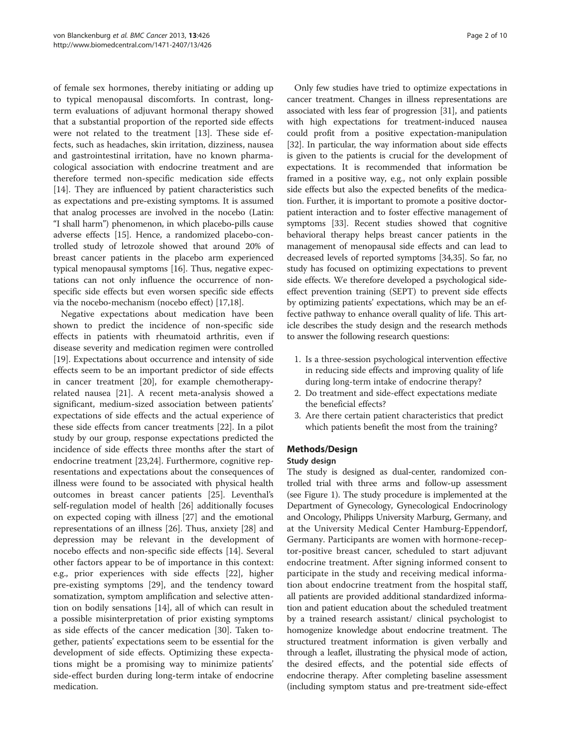of female sex hormones, thereby initiating or adding up to typical menopausal discomforts. In contrast, long-term evaluations of adjuvant hormonal therapy showed that a substantial proportion of the reported side effects were not related to the treatment [13]. These side effects, such as headaches, skin irritation, dizziness, nausea and gastrointestinal irritation, have no known pharmacological association with endocrine treatment and are therefore termed non-specific medication side effects [14]. They are influenced by patient characteristics such as expectations and pre-existing symptoms. It is assumed that analog processes are involved in the nocebo (Latin: "I shall harm") phenomenon, in which placebo-pills cause adverse effects [15]. Hence, a randomized placebo-controlled study of letrozole showed that around 20% of breast cancer patients in the placebo arm experienced typical menopausal symptoms [16]. Thus, negative expectations can not only influence the occurrence of non-specific side effects but even worsen specific side effects via the nocebo-mechanism (nocebo effect) [17,18].

Negative expectations about medication have been shown to predict the incidence of non-specific side effects in patients with rheumatoid arthritis, even if disease severity and medication regimen were controlled [19]. Expectations about occurrence and intensity of side effects seem to be an important predictor of side effects in cancer treatment [20], for example chemotherapy-related nausea [21]. A recent meta-analysis showed a significant, medium-sized association between patients' expectations of side effects and the actual experience of these side effects from cancer treatments [22]. In a pilot study by our group, response expectations predicted the incidence of side effects three months after the start of endocrine treatment [23,24]. Furthermore, cognitive representations and expectations about the consequences of illness were found to be associated with physical health outcomes in breast cancer patients [25]. Leventhal's self-regulation model of health [26] additionally focuses on expected coping with illness [27] and the emotional representations of an illness [26]. Thus, anxiety [28] and depression may be relevant in the development of nocebo effects and non-specific side effects [14]. Several other factors appear to be of importance in this context: e.g., prior experiences with side effects [22], higher pre-existing symptoms [29], and the tendency toward somatization, symptom amplification and selective attention on bodily sensations [14], all of which can result in a possible misinterpretation of prior existing symptoms as side effects of the cancer medication [30]. Taken together, patients' expectations seem to be essential for the development of side effects. Optimizing these expectations might be a promising way to minimize patients' side-effect burden during long-term intake of endocrine medication.

Only few studies have tried to optimize expectations in cancer treatment. Changes in illness representations are associated with less fear of progression [31], and patients with high expectations for treatment-induced nausea could profit from a positive expectation-manipulation [32]. In particular, the way information about side effects is given to the patients is crucial for the development of expectations. It is recommended that information be framed in a positive way, e.g., not only explain possible side effects but also the expected benefits of the medication. Further, it is important to promote a positive doctor-patient interaction and to foster effective management of symptoms [33]. Recent studies showed that cognitive behavioral therapy helps breast cancer patients in the management of menopausal side effects and can lead to decreased levels of reported symptoms [34,35]. So far, no study has focused on optimizing expectations to prevent side effects. We therefore developed a psychological side-effect prevention training (SEPT) to prevent side effects by optimizing patients' expectations, which may be an effective pathway to enhance overall quality of life. This article describes the study design and the research methods to answer the following research questions:

1. Is a three-session psychological intervention effective in reducing side effects and improving quality of life during long-term intake of endocrine therapy?
2. Do treatment and side-effect expectations mediate the beneficial effects?
3. Are there certain patient characteristics that predict which patients benefit the most from the training?

## Methods/Design

### Study design

The study is designed as dual-center, randomized controlled trial with three arms and follow-up assessment (see Figure 1). The study procedure is implemented at the Department of Gynecology, Gynecological Endocrinology and Oncology, Philipps University Marburg, Germany, and at the University Medical Center Hamburg-Eppendorf, Germany. Participants are women with hormone-receptor-positive breast cancer, scheduled to start adjuvant endocrine treatment. After signing informed consent to participate in the study and receiving medical information about endocrine treatment from the hospital staff, all patients are provided additional standardized information and patient education about the scheduled treatment by a trained research assistant/ clinical psychologist to homogenize knowledge about endocrine treatment. The structured treatment information is given verbally and through a leaflet, illustrating the physical mode of action, the desired effects, and the potential side effects of endocrine therapy. After completing baseline assessment (including symptom status and pre-treatment side-effect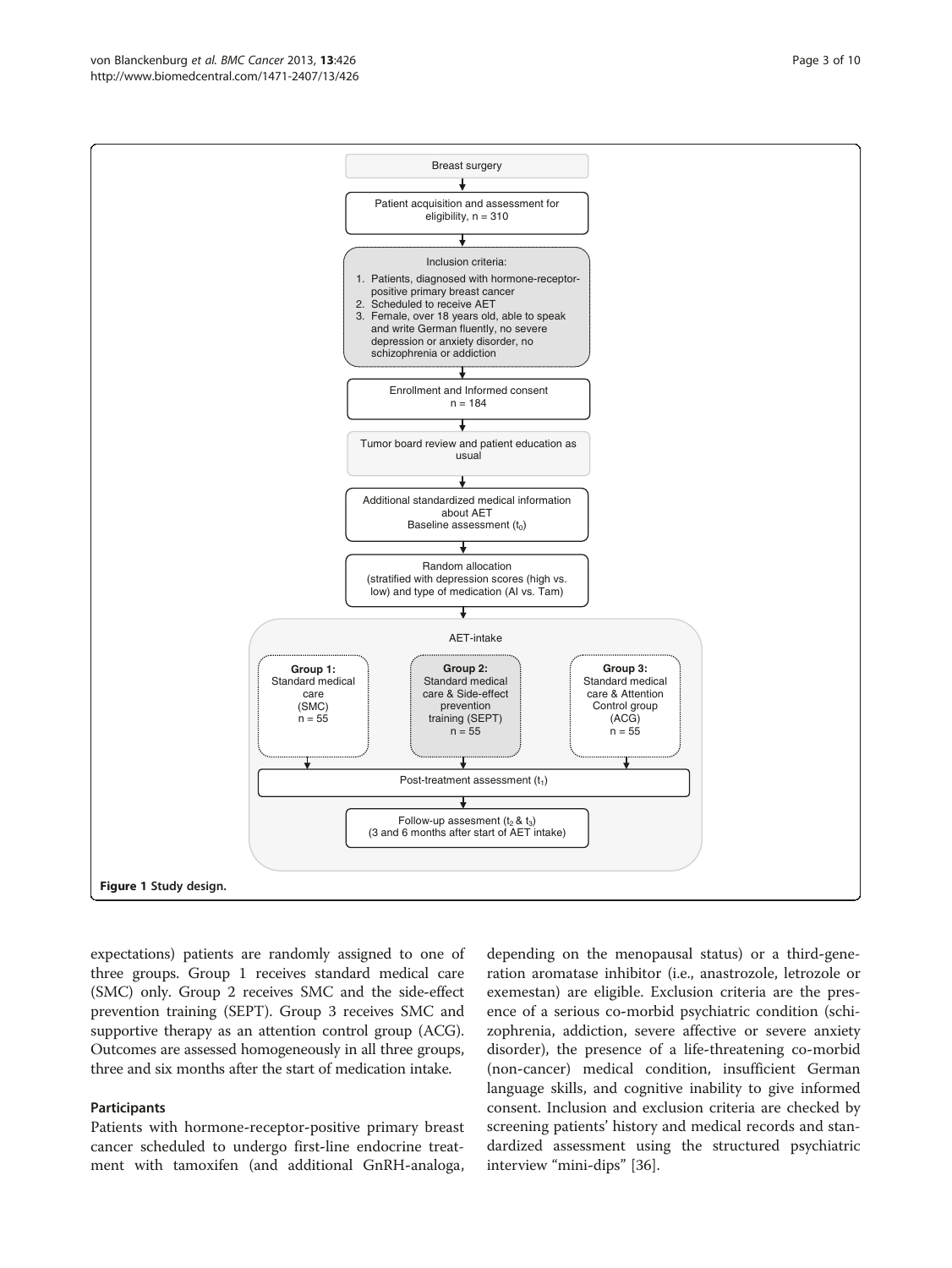Breast surgery

Patient acquisition and assessment for eligibility, n = 310

Inclusion criteria:

1. Patients, diagnosed with hormone-receptor-positive primary breast cancer
2. Scheduled to receive AET
3. Female, over 18 years old, able to speak and write German fluently, no severe depression or anxiety disorder, no schizophrenia or addiction

Enrollment and Informed consent n = 184

Tumor board review and patient education as usual

Additional standardized medical information about AET Baseline assessment ($t_0$)

Random allocation (stratified with depression scores (high vs. low) and type of medication (AI vs. Tam)

AET-intake

**Group 1:** Standard medical care (SMC) n = 55

**Group 2:** Standard medical care & Side-effect prevention training (SEPT) n = 55

**Group 3:** Standard medical care & Attention Control group (ACG) n = 55

Post-treatment assessment ($t_1$)

Follow-up assessment ($t_2$ & $t_3$) (3 and 6 months after start of AET intake)

**Figure 1** Study design.

expectations) patients are randomly assigned to one of three groups. Group 1 receives standard medical care (SMC) only. Group 2 receives SMC and the side-effect prevention training (SEPT). Group 3 receives SMC and supportive therapy as an attention control group (ACG). Outcomes are assessed homogeneously in all three groups, three and six months after the start of medication intake.

### Participants

Patients with hormone-receptor-positive primary breast cancer scheduled to undergo first-line endocrine treatment with tamoxifen (and additional GnRH-analoga, depending on the menopausal status) or a third-generation aromatase inhibitor (i.e., anastrozole, letrozole or exemestan) are eligible. Exclusion criteria are the presence of a serious co-morbid psychiatric condition (schizophrenia, addiction, severe affective or severe anxiety disorder), the presence of a life-threatening co-morbid (non-cancer) medical condition, insufficient German language skills, and cognitive inability to give informed consent. Inclusion and exclusion criteria are checked by screening patients' history and medical records and standardized assessment using the structured psychiatric interview "mini-dips" [36].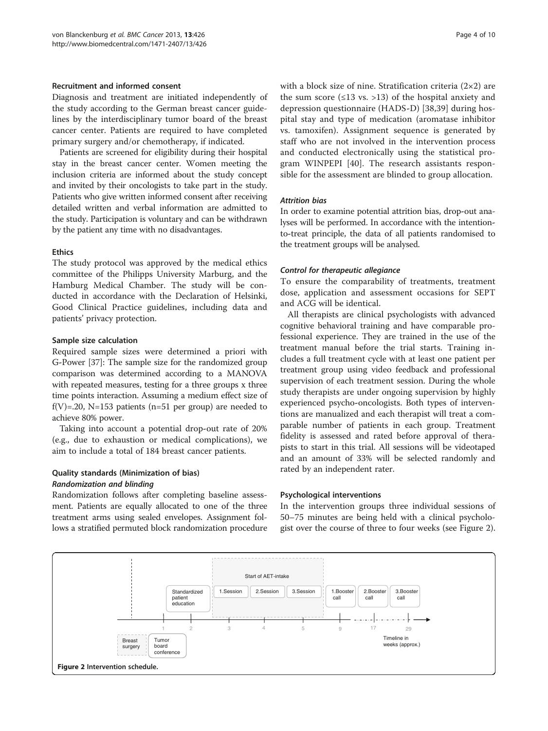### Recruitment and informed consent

Diagnosis and treatment are initiated independently of the study according to the German breast cancer guidelines by the interdisciplinary tumor board of the breast cancer center. Patients are required to have completed primary surgery and/or chemotherapy, if indicated.

Patients are screened for eligibility during their hospital stay in the breast cancer center. Women meeting the inclusion criteria are informed about the study concept and invited by their oncologists to take part in the study. Patients who give written informed consent after receiving detailed written and verbal information are admitted to the study. Participation is voluntary and can be withdrawn by the patient any time with no disadvantages.

### Ethics

The study protocol was approved by the medical ethics committee of the Philipps University Marburg, and the Hamburg Medical Chamber. The study will be conducted in accordance with the Declaration of Helsinki, Good Clinical Practice guidelines, including data and patients' privacy protection.

### Sample size calculation

Required sample sizes were determined a priori with G-Power [37]: The sample size for the randomized group comparison was determined according to a MANOVA with repeated measures, testing for a three groups x three time points interaction. Assuming a medium effect size of $f(V)=.20$, $N=153$ patients ($n=51$ per group) are needed to achieve 80% power.

Taking into account a potential drop-out rate of 20% (e.g., due to exhaustion or medical complications), we aim to include a total of 184 breast cancer patients.

### Quality standards (Minimization of bias)

#### *Randomization and blinding*

Randomization follows after completing baseline assessment. Patients are equally allocated to one of the three treatment arms using sealed envelopes. Assignment follows a stratified permuted block randomization procedure with a block size of nine. Stratification criteria (2×2) are the sum score (≤13 vs. >13) of the hospital anxiety and depression questionnaire (HADS-D) [38,39] during hospital stay and type of medication (aromatase inhibitor vs. tamoxifen). Assignment sequence is generated by staff who are not involved in the intervention process and conducted electronically using the statistical program WINPEPI [40]. The research assistants responsible for the assessment are blinded to group allocation.

#### *Attrition bias*

In order to examine potential attrition bias, drop-out analyses will be performed. In accordance with the intention-to-treat principle, the data of all patients randomised to the treatment groups will be analysed.

#### *Control for therapeutic allegiance*

To ensure the comparability of treatments, treatment dose, application and assessment occasions for SEPT and ACG will be identical.

All therapists are clinical psychologists with advanced cognitive behavioral training and have comparable professional experience. They are trained in the use of the treatment manual before the trial starts. Training includes a full treatment cycle with at least one patient per treatment group using video feedback and professional supervision of each treatment session. During the whole study therapists are under ongoing supervision by highly experienced psycho-oncologists. Both types of interventions are manualized and each therapist will treat a comparable number of patients in each group. Treatment fidelity is assessed and rated before approval of therapists to start in this trial. All sessions will be videotaped and an amount of 33% will be selected randomly and rated by an independent rater.

### Psychological interventions

In the intervention groups three individual sessions of 50–75 minutes are being held with a clinical psychologist over the course of three to four weeks (see Figure 2).

**Figure 2** Intervention schedule.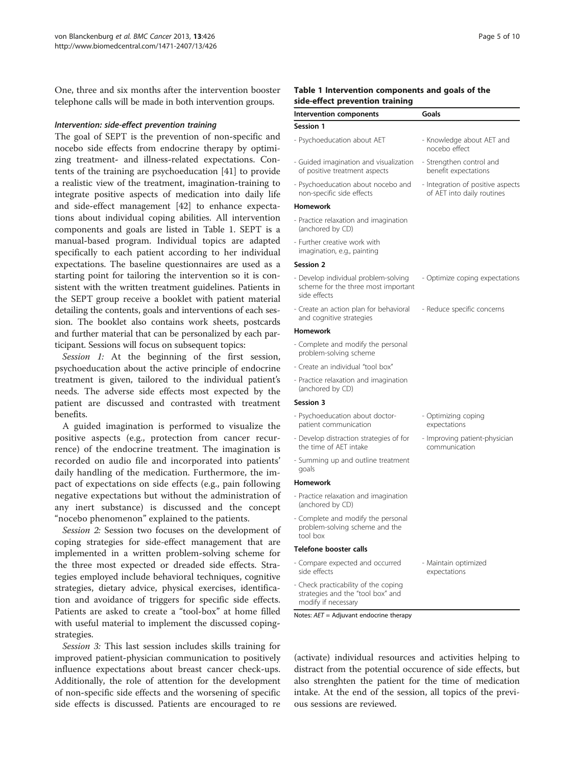One, three and six months after the intervention booster telephone calls will be made in both intervention groups.

#### *Intervention: side-effect prevention training*

The goal of SEPT is the prevention of non-specific and nocebo side effects from endocrine therapy by optimizing treatment- and illness-related expectations. Contents of the training are psychoeducation [41] to provide a realistic view of the treatment, imagination-training to integrate positive aspects of medication into daily life and side-effect management [42] to enhance expectations about individual coping abilities. All intervention components and goals are listed in Table 1. SEPT is a manual-based program. Individual topics are adapted specifically to each patient according to her individual expectations. The baseline questionnaires are used as a starting point for tailoring the intervention so it is consistent with the written treatment guidelines. Patients in the SEPT group receive a booklet with patient material detailing the contents, goals and interventions of each session. The booklet also contains work sheets, postcards and further material that can be personalized by each participant. Sessions will focus on subsequent topics:

*Session 1:* At the beginning of the first session, psychoeducation about the active principle of endocrine treatment is given, tailored to the individual patient's needs. The adverse side effects most expected by the patient are discussed and contrasted with treatment benefits.

A guided imagination is performed to visualize the positive aspects (e.g., protection from cancer recurrence) of the endocrine treatment. The imagination is recorded on audio file and incorporated into patients' daily handling of the medication. Furthermore, the impact of expectations on side effects (e.g., pain following negative expectations but without the administration of any inert substance) is discussed and the concept "nocebo phenomenon" explained to the patients.

*Session 2:* Session two focuses on the development of coping strategies for side-effect management that are implemented in a written problem-solving scheme for the three most expected or dreaded side effects. Strategies employed include behavioral techniques, cognitive strategies, dietary advice, physical exercises, identification and avoidance of triggers for specific side effects. Patients are asked to create a "tool-box" at home filled with useful material to implement the discussed coping-strategies.

*Session 3:* This last session includes skills training for improved patient-physician communication to positively influence expectations about breast cancer check-ups. Additionally, the role of attention for the development of non-specific side effects and the worsening of specific side effects is discussed. Patients are encouraged to re (activate) individual resources and activities helping to distract from the potential occurence of side effects, but also strenghten the patient for the time of medication intake. At the end of the session, all topics of the previous sessions are reviewed.

**Table 1 Intervention components and goals of the side-effect prevention training**

| Intervention components | Goals |
|---|---|
| **Session 1** | |
| - Psychoeducation about AET | - Knowledge about AET and nocebo effect |
| - Guided imagination and visualization of positive treatment aspects | - Strengthen control and benefit expectations |
| - Psychoeducation about nocebo and non-specific side effects | - Integration of positive aspects of AET into daily routines |
| **Homework** | |
| - Practice relaxation and imagination (anchored by CD) | |
| - Further creative work with imagination, e.g., painting | |
| **Session 2** | |
| - Develop individual problem-solving scheme for the three most important side effects | - Optimize coping expectations |
| - Create an action plan for behavioral and cognitive strategies | - Reduce specific concerns |
| **Homework** | |
| - Complete and modify the personal problem-solving scheme | |
| - Create an individual "tool box" | |
| - Practice relaxation and imagination (anchored by CD) | |
| **Session 3** | |
| - Psychoeducation about doctor-patient communication | - Optimizing coping expectations |
| - Develop distraction strategies of for the time of AET intake | - Improving patient-physician communication |
| - Summing up and outline treatment goals | |
| **Homework** | |
| - Practice relaxation and imagination (anchored by CD) | |
| - Complete and modify the personal problem-solving scheme and the tool box | |
| **Telefone booster calls** | |
| - Compare expected and occurred side effects | - Maintain optimized expectations |
| - Check practicability of the coping strategies and the "tool box" and modify if necessary | |

Notes: *AET* = Adjuvant endocrine therapy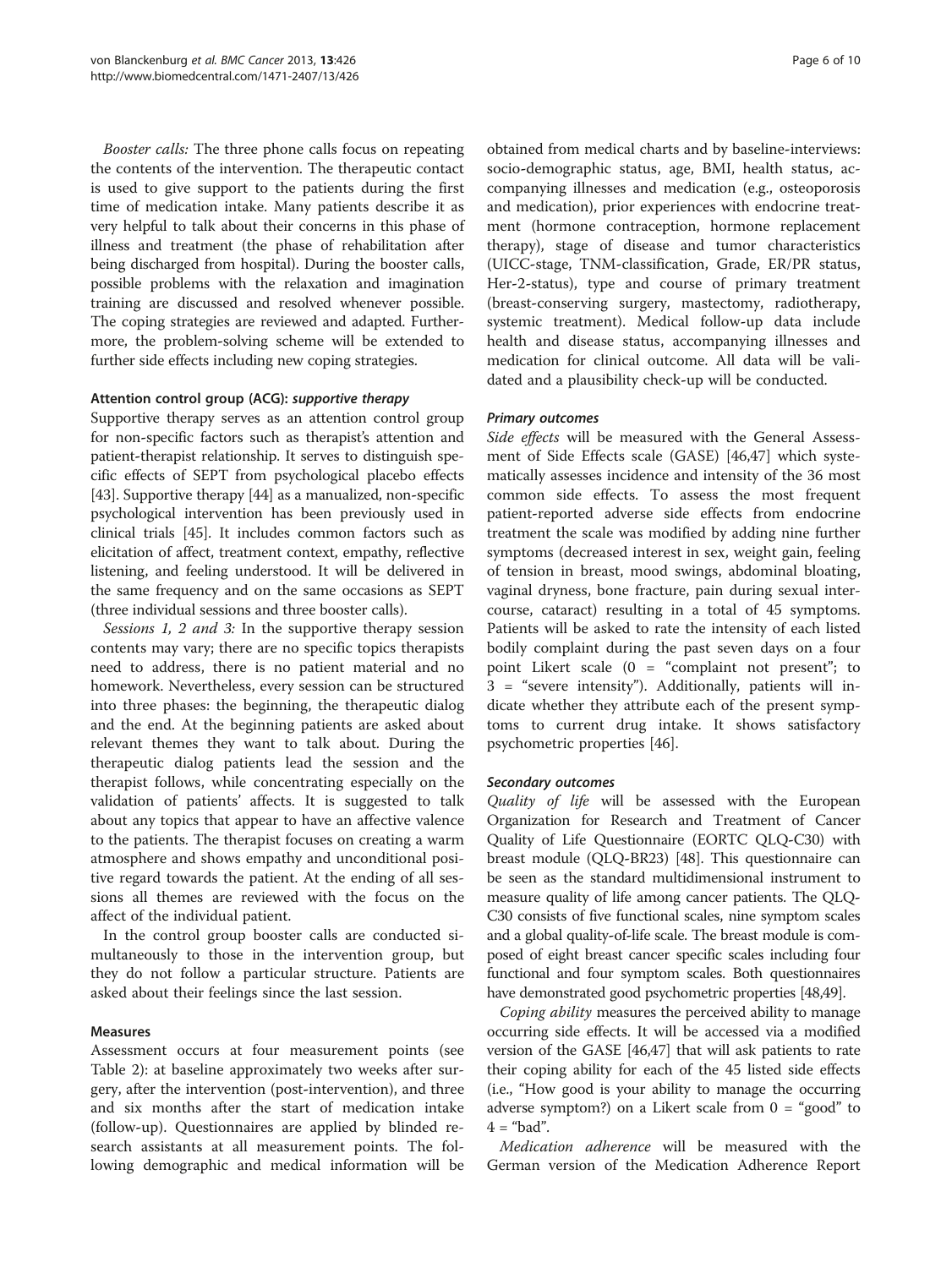*Booster calls:* The three phone calls focus on repeating the contents of the intervention. The therapeutic contact is used to give support to the patients during the first time of medication intake. Many patients describe it as very helpful to talk about their concerns in this phase of illness and treatment (the phase of rehabilitation after being discharged from hospital). During the booster calls, possible problems with the relaxation and imagination training are discussed and resolved whenever possible. The coping strategies are reviewed and adapted. Furthermore, the problem-solving scheme will be extended to further side effects including new coping strategies.

#### Attention control group (ACG): *supportive therapy*

Supportive therapy serves as an attention control group for non-specific factors such as therapist's attention and patient-therapist relationship. It serves to distinguish specific effects of SEPT from psychological placebo effects [43]. Supportive therapy [44] as a manualized, non-specific psychological intervention has been previously used in clinical trials [45]. It includes common factors such as elicitation of affect, treatment context, empathy, reflective listening, and feeling understood. It will be delivered in the same frequency and on the same occasions as SEPT (three individual sessions and three booster calls).

*Sessions 1, 2 and 3:* In the supportive therapy session contents may vary; there are no specific topics therapists need to address, there is no patient material and no homework. Nevertheless, every session can be structured into three phases: the beginning, the therapeutic dialog and the end. At the beginning patients are asked about relevant themes they want to talk about. During the therapeutic dialog patients lead the session and the therapist follows, while concentrating especially on the validation of patients' affects. It is suggested to talk about any topics that appear to have an affective valence to the patients. The therapist focuses on creating a warm atmosphere and shows empathy and unconditional positive regard towards the patient. At the ending of all sessions all themes are reviewed with the focus on the affect of the individual patient.

In the control group booster calls are conducted simultaneously to those in the intervention group, but they do not follow a particular structure. Patients are asked about their feelings since the last session.

#### Measures

Assessment occurs at four measurement points (see Table 2): at baseline approximately two weeks after surgery, after the intervention (post-intervention), and three and six months after the start of medication intake (follow-up). Questionnaires are applied by blinded research assistants at all measurement points. The following demographic and medical information will be obtained from medical charts and by baseline-interviews: socio-demographic status, age, BMI, health status, accompanying illnesses and medication (e.g., osteoporosis and medication), prior experiences with endocrine treatment (hormone contraception, hormone replacement therapy), stage of disease and tumor characteristics (UICC-stage, TNM-classification, Grade, ER/PR status, Her-2-status), type and course of primary treatment (breast-conserving surgery, mastectomy, radiotherapy, systemic treatment). Medical follow-up data include health and disease status, accompanying illnesses and medication for clinical outcome. All data will be validated and a plausibility check-up will be conducted.

#### *Primary outcomes*

*Side effects* will be measured with the General Assessment of Side Effects scale (GASE) [46,47] which systematically assesses incidence and intensity of the 36 most common side effects. To assess the most frequent patient-reported adverse side effects from endocrine treatment the scale was modified by adding nine further symptoms (decreased interest in sex, weight gain, feeling of tension in breast, mood swings, abdominal bloating, vaginal dryness, bone fracture, pain during sexual intercourse, cataract) resulting in a total of 45 symptoms. Patients will be asked to rate the intensity of each listed bodily complaint during the past seven days on a four point Likert scale (0 = "complaint not present"; to 3 = "severe intensity"). Additionally, patients will indicate whether they attribute each of the present symptoms to current drug intake. It shows satisfactory psychometric properties [46].

#### *Secondary outcomes*

*Quality of life* will be assessed with the European Organization for Research and Treatment of Cancer Quality of Life Questionnaire (EORTC QLQ-C30) with breast module (QLQ-BR23) [48]. This questionnaire can be seen as the standard multidimensional instrument to measure quality of life among cancer patients. The QLQ-C30 consists of five functional scales, nine symptom scales and a global quality-of-life scale. The breast module is composed of eight breast cancer specific scales including four functional and four symptom scales. Both questionnaires have demonstrated good psychometric properties [48,49].

*Coping ability* measures the perceived ability to manage occurring side effects. It will be accessed via a modified version of the GASE [46,47] that will ask patients to rate their coping ability for each of the 45 listed side effects (i.e., "How good is your ability to manage the occurring adverse symptom?) on a Likert scale from 0 = "good" to 4 = "bad".

*Medication adherence* will be measured with the German version of the Medication Adherence Report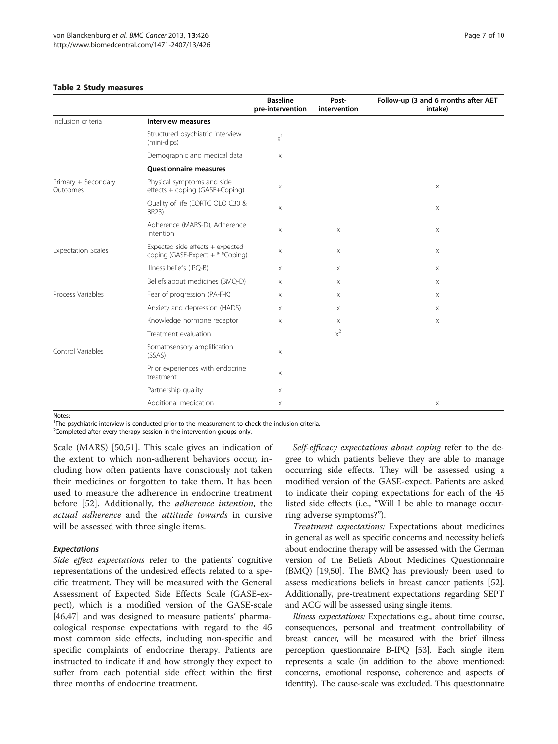**Table 2 Study measures**

| | | Baseline pre-intervention | Post-intervention | Follow-up (3 and 6 months after AET intake) |
|---|---|---|---|---|
| Inclusion criteria | **Interview measures** | | | |
| | Structured psychiatric interview (mini-dips) | x[1] | | |
| | Demographic and medical data | x | | |
| | **Questionnaire measures** | | | |
| Primary + Secondary Outcomes | Physical symptoms and side effects + coping (GASE+Coping) | x | | x |
| | Quality of life (EORTC QLQ C30 & BR23) | x | | x |
| | Adherence (MARS-D), Adherence Intention | x | x | x |
| Expectation Scales | Expected side effects + expected coping (GASE-Expect + * *Coping) | x | x | x |
| | Illness beliefs (IPQ-B) | x | x | x |
| | Beliefs about medicines (BMQ-D) | x | x | x |
| Process Variables | Fear of progression (PA-F-K) | x | x | x |
| | Anxiety and depression (HADS) | x | x | x |
| | Knowledge hormone receptor | x | x | x |
| | Treatment evaluation | | x[2] | |
| Control Variables | Somatosensory amplification (SSAS) | x | | |
| | Prior experiences with endocrine treatment | x | | |
| | Partnership quality | x | | |
| | Additional medication | x | | x |

Notes:
[1]The psychiatric interview is conducted prior to the measurement to check the inclusion criteria.
[2]Completed after every therapy session in the intervention groups only.

Scale (MARS) [50,51]. This scale gives an indication of the extent to which non-adherent behaviors occur, including how often patients have consciously not taken their medicines or forgotten to take them. It has been used to measure the adherence in endocrine treatment before [52]. Additionally, the *adherence intention*, the *actual adherence* and the *attitude towards* in cursive will be assessed with three single items.

### *Expectations*

*Side effect expectations* refer to the patients' cognitive representations of the undesired effects related to a specific treatment. They will be measured with the General Assessment of Expected Side Effects Scale (GASE-expect), which is a modified version of the GASE-scale [46,47] and was designed to measure patients' pharmacological response expectations with regard to the 45 most common side effects, including non-specific and specific complaints of endocrine therapy. Patients are instructed to indicate if and how strongly they expect to suffer from each potential side effect within the first three months of endocrine treatment.

*Self-efficacy expectations about coping* refer to the degree to which patients believe they are able to manage occurring side effects. They will be assessed using a modified version of the GASE-expect. Patients are asked to indicate their coping expectations for each of the 45 listed side effects (i.e., "Will I be able to manage occurring adverse symptoms?").

*Treatment expectations:* Expectations about medicines in general as well as specific concerns and necessity beliefs about endocrine therapy will be assessed with the German version of the Beliefs About Medicines Questionnaire (BMQ) [19,50]. The BMQ has previously been used to assess medications beliefs in breast cancer patients [52]. Additionally, pre-treatment expectations regarding SEPT and ACG will be assessed using single items.

*Illness expectations:* Expectations e.g., about time course, consequences, personal and treatment controllability of breast cancer, will be measured with the brief illness perception questionnaire B-IPQ [53]. Each single item represents a scale (in addition to the above mentioned: concerns, emotional response, coherence and aspects of identity). The cause-scale was excluded. This questionnaire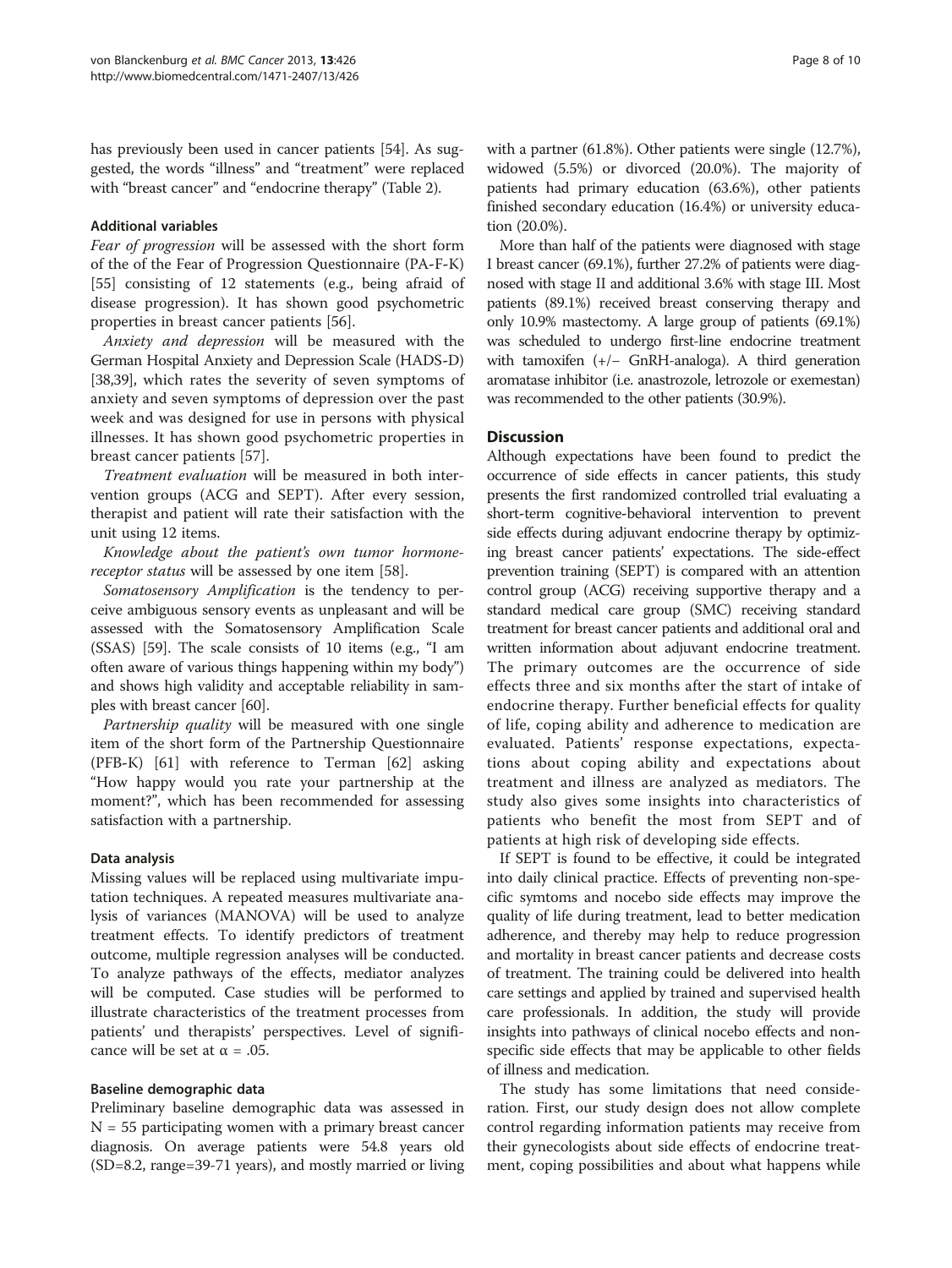has previously been used in cancer patients [54]. As suggested, the words "illness" and "treatment" were replaced with "breast cancer" and "endocrine therapy" (Table 2).

### Additional variables

*Fear of progression* will be assessed with the short form of the of the Fear of Progression Questionnaire (PA-F-K) [55] consisting of 12 statements (e.g., being afraid of disease progression). It has shown good psychometric properties in breast cancer patients [56].

*Anxiety and depression* will be measured with the German Hospital Anxiety and Depression Scale (HADS-D) [38,39], which rates the severity of seven symptoms of anxiety and seven symptoms of depression over the past week and was designed for use in persons with physical illnesses. It has shown good psychometric properties in breast cancer patients [57].

*Treatment evaluation* will be measured in both intervention groups (ACG and SEPT). After every session, therapist and patient will rate their satisfaction with the unit using 12 items.

*Knowledge about the patient's own tumor hormone-receptor status* will be assessed by one item [58].

*Somatosensory Amplification* is the tendency to perceive ambiguous sensory events as unpleasant and will be assessed with the Somatosensory Amplification Scale (SSAS) [59]. The scale consists of 10 items (e.g., "I am often aware of various things happening within my body") and shows high validity and acceptable reliability in samples with breast cancer [60].

*Partnership quality* will be measured with one single item of the short form of the Partnership Questionnaire (PFB-K) [61] with reference to Terman [62] asking "How happy would you rate your partnership at the moment?", which has been recommended for assessing satisfaction with a partnership.

### Data analysis

Missing values will be replaced using multivariate imputation techniques. A repeated measures multivariate analysis of variances (MANOVA) will be used to analyze treatment effects. To identify predictors of treatment outcome, multiple regression analyses will be conducted. To analyze pathways of the effects, mediator analyzes will be computed. Case studies will be performed to illustrate characteristics of the treatment processes from patients' und therapists' perspectives. Level of significance will be set at $\alpha = .05$.

### Baseline demographic data

Preliminary baseline demographic data was assessed in $N = 55$ participating women with a primary breast cancer diagnosis. On average patients were 54.8 years old (SD=8.2, range=39-71 years), and mostly married or living with a partner (61.8%). Other patients were single (12.7%), widowed (5.5%) or divorced (20.0%). The majority of patients had primary education (63.6%), other patients finished secondary education (16.4%) or university education (20.0%).

More than half of the patients were diagnosed with stage I breast cancer (69.1%), further 27.2% of patients were diagnosed with stage II and additional 3.6% with stage III. Most patients (89.1%) received breast conserving therapy and only 10.9% mastectomy. A large group of patients (69.1%) was scheduled to undergo first-line endocrine treatment with tamoxifen (+/− GnRH-analoga). A third generation aromatase inhibitor (i.e. anastrozole, letrozole or exemestan) was recommended to the other patients (30.9%).

## Discussion

Although expectations have been found to predict the occurrence of side effects in cancer patients, this study presents the first randomized controlled trial evaluating a short-term cognitive-behavioral intervention to prevent side effects during adjuvant endocrine therapy by optimizing breast cancer patients' expectations. The side-effect prevention training (SEPT) is compared with an attention control group (ACG) receiving supportive therapy and a standard medical care group (SMC) receiving standard treatment for breast cancer patients and additional oral and written information about adjuvant endocrine treatment. The primary outcomes are the occurrence of side effects three and six months after the start of intake of endocrine therapy. Further beneficial effects for quality of life, coping ability and adherence to medication are evaluated. Patients' response expectations, expectations about coping ability and expectations about treatment and illness are analyzed as mediators. The study also gives some insights into characteristics of patients who benefit the most from SEPT and of patients at high risk of developing side effects.

If SEPT is found to be effective, it could be integrated into daily clinical practice. Effects of preventing non-specific symtoms and nocebo side effects may improve the quality of life during treatment, lead to better medication adherence, and thereby may help to reduce progression and mortality in breast cancer patients and decrease costs of treatment. The training could be delivered into health care settings and applied by trained and supervised health care professionals. In addition, the study will provide insights into pathways of clinical nocebo effects and non-specific side effects that may be applicable to other fields of illness and medication.

The study has some limitations that need consideration. First, our study design does not allow complete control regarding information patients may receive from their gynecologists about side effects of endocrine treatment, coping possibilities and about what happens while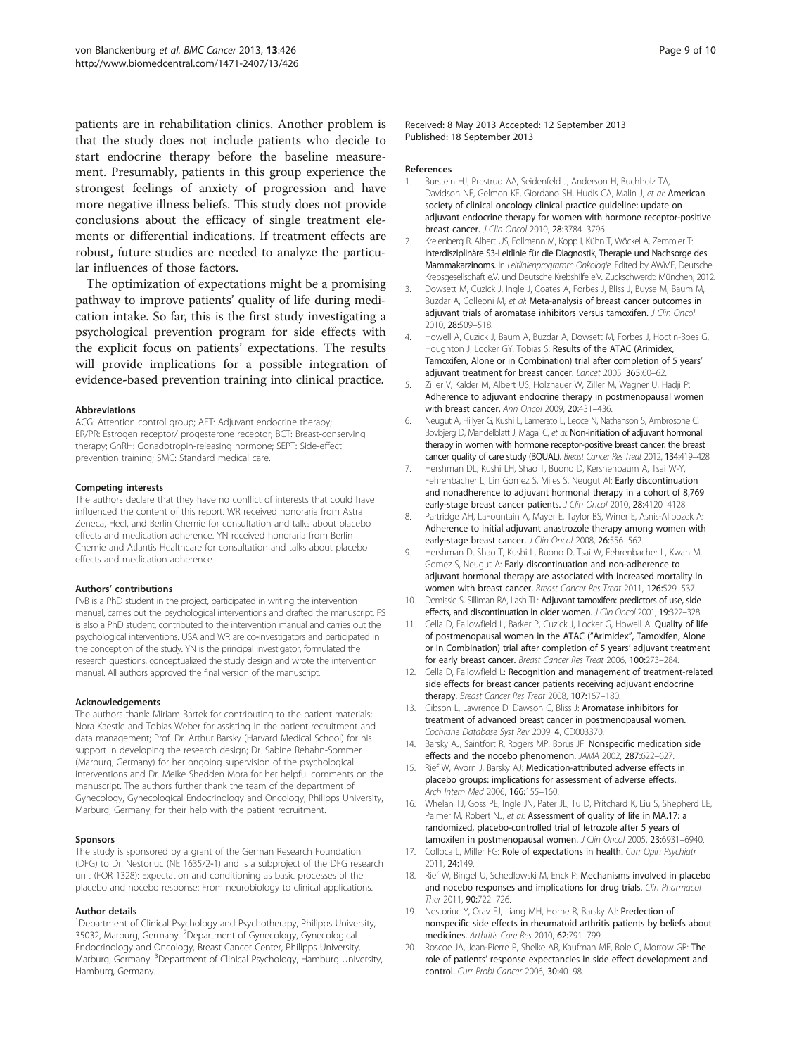patients are in rehabilitation clinics. Another problem is that the study does not include patients who decide to start endocrine therapy before the baseline measurement. Presumably, patients in this group experience the strongest feelings of anxiety of progression and have more negative illness beliefs. This study does not provide conclusions about the efficacy of single treatment elements or differential indications. If treatment effects are robust, future studies are needed to analyze the particular influences of those factors.

The optimization of expectations might be a promising pathway to improve patients' quality of life during medication intake. So far, this is the first study investigating a psychological prevention program for side effects with the explicit focus on patients' expectations. The results will provide implications for a possible integration of evidence-based prevention training into clinical practice.

#### Abbreviations

ACG: Attention control group; AET: Adjuvant endocrine therapy; ER/PR: Estrogen receptor/ progesterone receptor; BCT: Breast-conserving therapy; GnRH: Gonadotropin-releasing hormone; SEPT: Side-effect prevention training; SMC: Standard medical care.

#### Competing interests

The authors declare that they have no conflict of interests that could have influenced the content of this report. WR received honoraria from Astra Zeneca, Heel, and Berlin Chemie for consultation and talks about placebo effects and medication adherence. YN received honoraria from Berlin Chemie and Atlantis Healthcare for consultation and talks about placebo effects and medication adherence.

#### Authors' contributions

PvB is a PhD student in the project, participated in writing the intervention manual, carries out the psychological interventions and drafted the manuscript. FS is also a PhD student, contributed to the intervention manual and carries out the psychological interventions. USA and WR are co-investigators and participated in the conception of the study. YN is the principal investigator, formulated the research questions, conceptualized the study design and wrote the intervention manual. All authors approved the final version of the manuscript.

#### Acknowledgements

The authors thank: Miriam Bartek for contributing to the patient materials; Nora Kaestle and Tobias Weber for assisting in the patient recruitment and data management; Prof. Dr. Arthur Barsky (Harvard Medical School) for his support in developing the research design; Dr. Sabine Rehahn-Sommer (Marburg, Germany) for her ongoing supervision of the psychological interventions and Dr. Meike Shedden Mora for her helpful comments on the manuscript. The authors further thank the team of the department of Gynecology, Gynecological Endocrinology and Oncology, Philipps University, Marburg, Germany, for their help with the patient recruitment.

#### Sponsors

The study is sponsored by a grant of the German Research Foundation (DFG) to Dr. Nestoriuc (NE 1635/2-1) and is a subproject of the DFG research unit (FOR 1328): Expectation and conditioning as basic processes of the placebo and nocebo response: From neurobiology to clinical applications.

#### Author details

[1]Department of Clinical Psychology and Psychotherapy, Philipps University, 35032, Marburg, Germany. [2]Department of Gynecology, Gynecological Endocrinology and Oncology, Breast Cancer Center, Philipps University, Marburg, Germany. [3]Department of Clinical Psychology, Hamburg University, Hamburg, Germany.

Received: 8 May 2013 Accepted: 12 September 2013
Published: 18 September 2013

#### References

1. Burstein HJ, Prestrud AA, Seidenfeld J, Anderson H, Buchholz TA, Davidson NE, Gelmon KE, Giordano SH, Hudis CA, Malin J, *et al*: **American society of clinical oncology clinical practice guideline: update on adjuvant endocrine therapy for women with hormone receptor-positive breast cancer.** *J Clin Oncol* 2010, **28:**3784–3796.
2. Kreienberg R, Albert US, Follmann M, Kopp I, Kühn T, Wöckel A, Zemmler T: **Interdisziplinäre S3-Leitlinie für die Diagnostik, Therapie und Nachsorge des Mammakarzinoms.** In *Leitlinienprogramm Onkologie*. Edited by AWMF, Deutsche Krebsgesellschaft e.V. und Deutsche Krebshilfe e.V. Zuckschwerdt: München; 2012.
3. Dowsett M, Cuzick J, Ingle J, Coates A, Forbes J, Bliss J, Buyse M, Baum M, Buzdar A, Colleoni M, *et al*: **Meta-analysis of breast cancer outcomes in adjuvant trials of aromatase inhibitors versus tamoxifen.** *J Clin Oncol* 2010, **28:**509–518.
4. Howell A, Cuzick J, Baum A, Buzdar A, Dowsett M, Forbes J, Hoctin-Boes G, Houghton J, Locker GY, Tobias S: **Results of the ATAC (Arimidex, Tamoxifen, Alone or in Combination) trial after completion of 5 years' adjuvant treatment for breast cancer.** *Lancet* 2005, **365:**60–62.
5. Ziller V, Kalder M, Albert US, Holzhauer W, Ziller M, Wagner U, Hadji P: **Adherence to adjuvant endocrine therapy in postmenopausal women with breast cancer.** *Ann Oncol* 2009, **20:**431–436.
6. Neugut A, Hillyer G, Kushi L, Lamerato L, Leoce N, Nathanson S, Ambrosone C, Bovbjerg D, Mandelblatt J, Magai C, *et al*: **Non-initiation of adjuvant hormonal therapy in women with hormone receptor-positive breast cancer: the breast cancer quality of care study (BQUAL).** *Breast Cancer Res Treat* 2012, **134:**419–428.
7. Hershman DL, Kushi LH, Shao T, Buono D, Kershenbaum A, Tsai W-Y, Fehrenbacher L, Lin Gomez S, Miles S, Neugut AI: **Early discontinuation and nonadherence to adjuvant hormonal therapy in a cohort of 8,769 early-stage breast cancer patients.** *J Clin Oncol* 2010, **28:**4120–4128.
8. Partridge AH, LaFountain A, Mayer E, Taylor BS, Winer E, Asnis-Alibozek A: **Adherence to initial adjuvant anastrozole therapy among women with early-stage breast cancer.** *J Clin Oncol* 2008, **26:**556–562.
9. Hershman D, Shao T, Kushi L, Buono D, Tsai W, Fehrenbacher L, Kwan M, Gomez S, Neugut A: **Early discontinuation and non-adherence to adjuvant hormonal therapy are associated with increased mortality in women with breast cancer.** *Breast Cancer Res Treat* 2011, **126:**529–537.
10. Demissie S, Silliman RA, Lash TL: **Adjuvant tamoxifen: predictors of use, side effects, and discontinuation in older women.** *J Clin Oncol* 2001, **19:**322–328.
11. Cella D, Fallowfield L, Barker P, Cuzick J, Locker G, Howell A: **Quality of life of postmenopausal women in the ATAC ("Arimidex", Tamoxifen, Alone or in Combination) trial after completion of 5 years' adjuvant treatment for early breast cancer.** *Breast Cancer Res Treat* 2006, **100:**273–284.
12. Cella D, Fallowfield L: **Recognition and management of treatment-related side effects for breast cancer patients receiving adjuvant endocrine therapy.** *Breast Cancer Res Treat* 2008, **107:**167–180.
13. Gibson L, Lawrence D, Dawson C, Bliss J: **Aromatase inhibitors for treatment of advanced breast cancer in postmenopausal women.** *Cochrane Database Syst Rev* 2009, **4**, CD003370.
14. Barsky AJ, Saintfort R, Rogers MP, Borus JF: **Nonspecific medication side effects and the nocebo phenomenon.** *JAMA* 2002, **287:**622–627.
15. Rief W, Avorn J, Barsky AJ: **Medication-attributed adverse effects in placebo groups: implications for assessment of adverse effects.** *Arch Intern Med* 2006, **166:**155–160.
16. Whelan TJ, Goss PE, Ingle JN, Pater JL, Tu D, Pritchard K, Liu S, Shepherd LE, Palmer M, Robert NJ, *et al*: **Assessment of quality of life in MA.17: a randomized, placebo-controlled trial of letrozole after 5 years of tamoxifen in postmenopausal women.** *J Clin Oncol* 2005, **23:**6931–6940.
17. Colloca L, Miller FG: **Role of expectations in health.** *Curr Opin Psychiatr* 2011, **24:**149.
18. Rief W, Bingel U, Schedlowski M, Enck P: **Mechanisms involved in placebo and nocebo responses and implications for drug trials.** *Clin Pharmacol Ther* 2011, **90:**722–726.
19. Nestoriuc Y, Orav EJ, Liang MH, Horne R, Barsky AJ: **Predection of nonspecific side effects in rheumatoid arthritis patients by beliefs about medicines.** *Arthritis Care Res* 2010, **62:**791–799.
20. Roscoe JA, Jean-Pierre P, Shelke AR, Kaufman ME, Bole C, Morrow GR: **The role of patients' response expectancies in side effect development and control.** *Curr Probl Cancer* 2006, **30:**40–98.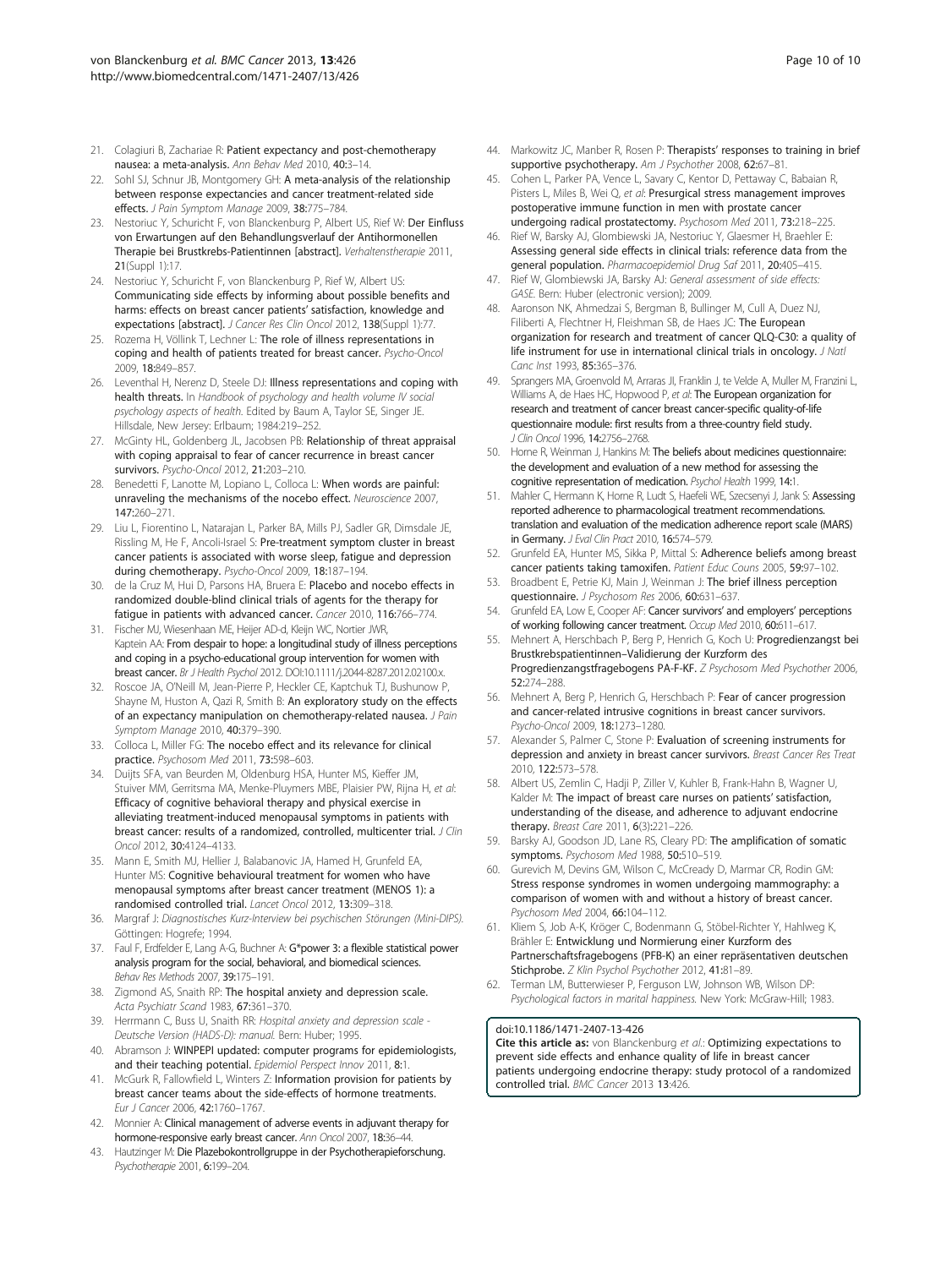21. Colagiuri B, Zachariae R: **Patient expectancy and post-chemotherapy nausea: a meta-analysis.** *Ann Behav Med* 2010, **40:**3–14.
22. Sohl SJ, Schnur JB, Montgomery GH: **A meta-analysis of the relationship between response expectancies and cancer treatment-related side effects.** *J Pain Symptom Manage* 2009, **38:**775–784.
23. Nestoriuc Y, Schuricht F, von Blanckenburg P, Albert US, Rief W: **Der Einfluss von Erwartungen auf den Behandlungsverlauf der Antihormonellen Therapie bei Brustkrebs-Patientinnen [abstract].** *Verhaltenstherapie* 2011, **21**(Suppl 1):17.
24. Nestoriuc Y, Schuricht F, von Blanckenburg P, Rief W, Albert US: **Communicating side effects by informing about possible benefits and harms: effects on breast cancer patients' satisfaction, knowledge and expectations [abstract].** *J Cancer Res Clin Oncol* 2012, **138**(Suppl 1):77.
25. Rozema H, Völlink T, Lechner L: **The role of illness representations in coping and health of patients treated for breast cancer.** *Psycho-Oncol* 2009, **18:**849–857.
26. Leventhal H, Nerenz D, Steele DJ: **Illness representations and coping with health threats.** In *Handbook of psychology and health volume IV social psychology aspects of health*. Edited by Baum A, Taylor SE, Singer JE. Hillsdale, New Jersey: Erlbaum; 1984:219–252.
27. McGinty HL, Goldenberg JL, Jacobsen PB: **Relationship of threat appraisal with coping appraisal to fear of cancer recurrence in breast cancer survivors.** *Psycho-Oncol* 2012, **21:**203–210.
28. Benedetti F, Lanotte M, Lopiano L, Colloca L: **When words are painful: unraveling the mechanisms of the nocebo effect.** *Neuroscience* 2007, **147:**260–271.
29. Liu L, Fiorentino L, Natarajan L, Parker BA, Mills PJ, Sadler GR, Dimsdale JE, Rissling M, He F, Ancoli-Israel S: **Pre-treatment symptom cluster in breast cancer patients is associated with worse sleep, fatigue and depression during chemotherapy.** *Psycho-Oncol* 2009, **18:**187–194.
30. de la Cruz M, Hui D, Parsons HA, Bruera E: **Placebo and nocebo effects in randomized double-blind clinical trials of agents for the therapy for fatigue in patients with advanced cancer.** *Cancer* 2010, **116:**766–774.
31. Fischer MJ, Wiesenhaan ME, Heijer AD-d, Kleijn WC, Nortier JWR, Kaptein AA: **From despair to hope: a longitudinal study of illness perceptions and coping in a psycho-educational group intervention for women with breast cancer.** *Br J Health Psychol* 2012. DOI:10.1111/j.2044-8287.2012.02100.x.
32. Roscoe JA, O'Neill M, Jean-Pierre P, Heckler CE, Kaptchuk TJ, Bushunow P, Shayne M, Huston A, Qazi R, Smith B: **An exploratory study on the effects of an expectancy manipulation on chemotherapy-related nausea.** *J Pain Symptom Manage* 2010, **40:**379–390.
33. Colloca L, Miller FG: **The nocebo effect and its relevance for clinical practice.** *Psychosom Med* 2011, **73:**598–603.
34. Duijts SFA, van Beurden M, Oldenburg HSA, Hunter MS, Kieffer JM, Stuiver MM, Gerritsma MA, Menke-Pluymers MBE, Plaisier PW, Rijna H, *et al*: **Efficacy of cognitive behavioral therapy and physical exercise in alleviating treatment-induced menopausal symptoms in patients with breast cancer: results of a randomized, controlled, multicenter trial.** *J Clin Oncol* 2012, **30:**4124–4133.
35. Mann E, Smith MJ, Hellier J, Balabanovic JA, Hamed H, Grunfeld EA, Hunter MS: **Cognitive behavioural treatment for women who have menopausal symptoms after breast cancer treatment (MENOS 1): a randomised controlled trial.** *Lancet Oncol* 2012, **13:**309–318.
36. Margraf J: *Diagnostisches Kurz-Interview bei psychischen Störungen (Mini-DIPS).* Göttingen: Hogrefe; 1994.
37. Faul F, Erdfelder E, Lang A-G, Buchner A: **G*power 3: a flexible statistical power analysis program for the social, behavioral, and biomedical sciences.** *Behav Res Methods* 2007, **39:**175–191.
38. Zigmond AS, Snaith RP: **The hospital anxiety and depression scale.** *Acta Psychiatr Scand* 1983, **67:**361–370.
39. Herrmann C, Buss U, Snaith RP: *Hospital anxiety and depression scale - Deutsche Version (HADS-D): manual.* Bern: Huber; 1995.
40. Abramson J: **WINPEPI updated: computer programs for epidemiologists, and their teaching potential.** *Epidemiol Perspect Innov* 2011, **8:**1.
41. McGurk R, Fallowfield L, Winters Z: **Information provision for patients by breast cancer teams about the side-effects of hormone treatments.** *Eur J Cancer* 2006, **42:**1760–1767.
42. Monnier A: **Clinical management of adverse events in adjuvant therapy for hormone-responsive early breast cancer.** *Ann Oncol* 2007, **18:**36–44.
43. Hautzinger M: **Die Plazebokontrollgruppe in der Psychotherapieforschung.** *Psychotherapie* 2001, **6:**199–204.
44. Markowitz JC, Manber R, Rosen P: **Therapists' responses to training in brief supportive psychotherapy.** *Am J Psychother* 2008, **62:**67–81.
45. Cohen L, Parker PA, Vence L, Savary C, Kentor D, Pettaway C, Babaian R, Pisters L, Miles B, Wei Q, *et al*: **Presurgical stress management improves postoperative immune function in men with prostate cancer undergoing radical prostatectomy.** *Psychosom Med* 2011, **73:**218–225.
46. Rief W, Barsky AJ, Glombiewski JA, Nestoriuc Y, Glaesmer H, Braehler E: **Assessing general side effects in clinical trials: reference data from the general population.** *Pharmacoepidemiol Drug Saf* 2011, **20:**405–415.
47. Rief W, Glombiewski JA, Barsky AJ: *General assessment of side effects: GASE.* Bern: Huber (electronic version); 2009.
48. Aaronson NK, Ahmedzai S, Bergman B, Bullinger M, Cull A, Duez NJ, Filiberti A, Flechtner H, Fleishman SB, de Haes JC: **The European organization for research and treatment of cancer QLQ-C30: a quality of life instrument for use in international clinical trials in oncology.** *J Natl Canc Inst* 1993, **85:**365–376.
49. Sprangers MA, Groenvold M, Arraras JI, Franklin J, te Velde A, Muller M, Franzini L, Williams A, de Haes HC, Hopwood P, *et al*: **The European organization for research and treatment of cancer breast cancer-specific quality-of-life questionnaire module: first results from a three-country field study.** *J Clin Oncol* 1996, **14:**2756–2768.
50. Horne R, Weinman J, Hankins M: **The beliefs about medicines questionnaire: the development and evaluation of a new method for assessing the cognitive representation of medication.** *Psychol Health* 1999, **14:**1.
51. Mahler C, Hermann K, Horne R, Ludt S, Haefeli WE, Szecsenyi J, Jank S: **Assessing reported adherence to pharmacological treatment recommendations. translation and evaluation of the medication adherence report scale (MARS) in Germany.** *J Eval Clin Pract* 2010, **16:**574–579.
52. Grunfeld EA, Hunter MS, Sikka P, Mittal S: **Adherence beliefs among breast cancer patients taking tamoxifen.** *Patient Educ Couns* 2005, **59:**97–102.
53. Broadbent E, Petrie KJ, Main J, Weinman J: **The brief illness perception questionnaire.** *J Psychosom Res* 2006, **60:**631–637.
54. Grunfeld EA, Low E, Cooper AF: **Cancer survivors' and employers' perceptions of working following cancer treatment.** *Occup Med* 2010, **60:**611–617.
55. Mehnert A, Herschbach P, Berg P, Henrich G, Koch U: **Progredienzangst bei Brustkrebspatientinnen–Validierung der Kurzform des Progredienzangstfragebogens PA-F-KF.** *Z Psychosom Med Psychother* 2006, **52:**274–288.
56. Mehnert A, Berg P, Henrich G, Herschbach P: **Fear of cancer progression and cancer-related intrusive cognitions in breast cancer survivors.** *Psycho-Oncol* 2009, **18:**1273–1280.
57. Alexander S, Palmer C, Stone P: **Evaluation of screening instruments for depression and anxiety in breast cancer survivors.** *Breast Cancer Res Treat* 2010, **122:**573–578.
58. Albert US, Zemlin C, Hadji P, Ziller V, Kuhler B, Frank-Hahn B, Wagner U, Kalder M: **The impact of breast care nurses on patients' satisfaction, understanding of the disease, and adherence to adjuvant endocrine therapy.** *Breast Care* 2011, **6**(3)**:**221–226.
59. Barsky AJ, Goodson JD, Lane RS, Cleary PD: **The amplification of somatic symptoms.** *Psychosom Med* 1988, **50:**510–519.
60. Gurevich M, Devins GM, Wilson C, McCready D, Marmar CR, Rodin GM: **Stress response syndromes in women undergoing mammography: a comparison of women with and without a history of breast cancer.** *Psychosom Med* 2004, **66:**104–112.
61. Kliem S, Job A-K, Kröger C, Bodenmann G, Stöbel-Richter Y, Hahlweg K, Brähler E: **Entwicklung und Normierung einer Kurzform des Partnerschaftsfragebogens (PFB-K) an einer repräsentativen deutschen Stichprobe.** *Z Klin Psychol Psychother* 2012, **41:**81–89.
62. Terman LM, Butterwieser P, Ferguson LW, Johnson WB, Wilson DP: *Psychological factors in marital happiness.* New York: McGraw-Hill; 1983.

doi:10.1186/1471-2407-13-426

**Cite this article as:** von Blanckenburg *et al.*: Optimizing expectations to prevent side effects and enhance quality of life in breast cancer patients undergoing endocrine therapy: study protocol of a randomized controlled trial. *BMC Cancer* 2013 **13**:426.